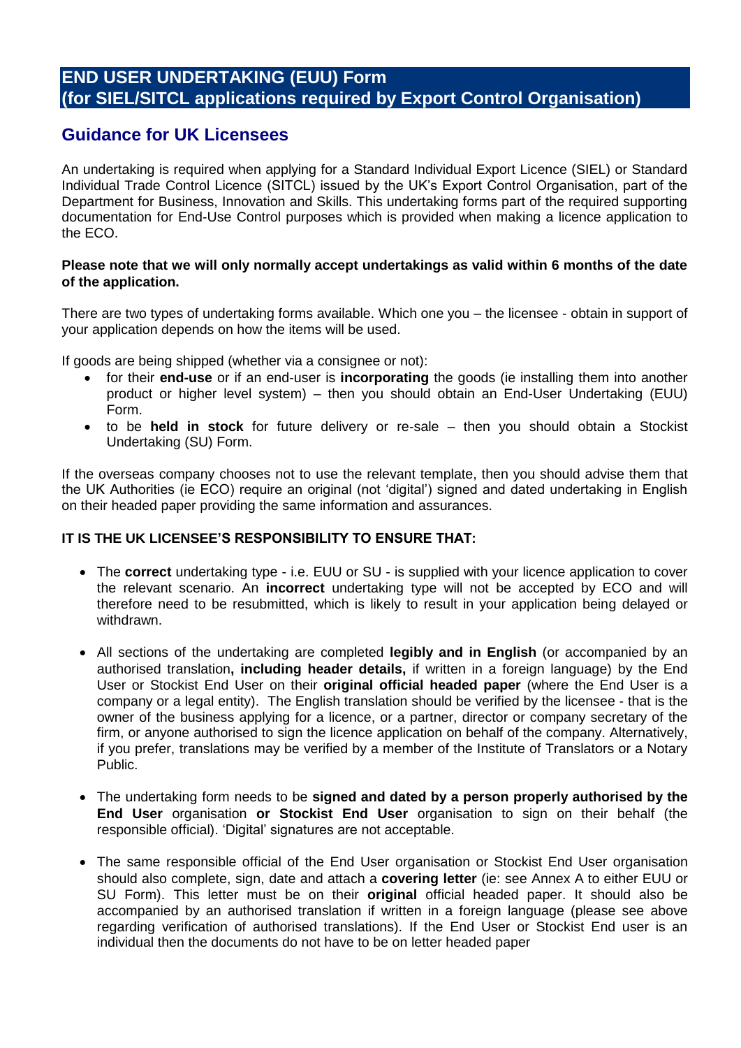# END USER UNDERTAKING (EUU) Form (for SIEL/SITCL applications required by Export Control Organisation)

## Guidance for UK Licensees

An undertaking is required when applying for a Standard Individual Export Licence (SIEL) or Standard Individual Trade Control Licence (SITCL) issued by the UK's Export Control Organisation, part of the Department for Business, Innovation and Skills. This undertaking forms part of the required supporting documentation for End-Use Control purposes which is provided when making a licence application to the ECO.

**Please note that we will only normally accept undertakings as valid within 6 months of the date of the application.**

There are two types of undertaking forms available. Which one you – the licensee - obtain in support of your application depends on how the items will be used.

If goods are being shipped (whether via a consignee or not):

- for their **end-use** or if an end-user is **incorporating** the goods (ie installing them into another product or higher level system) – then you should obtain an End-User Undertaking (EUU) Form.
- to be **held in stock** for future delivery or re-sale – then you should obtain a Stockist Undertaking (SU) Form.

If the overseas company chooses not to use the relevant template, then you should advise them that the UK Authorities (ie ECO) require an original (not 'digital') signed and dated undertaking in English on their headed paper providing the same information and assurances.

**IT IS THE UK LICENSEE'S RESPONSIBILITY TO ENSURE THAT:**

- The **correct** undertaking type - i.e. EUU or SU - is supplied with your licence application to cover the relevant scenario. An **incorrect** undertaking type will not be accepted by ECO and will therefore need to be resubmitted, which is likely to result in your application being delayed or withdrawn.

- All sections of the undertaking are completed **legibly and in English** (or accompanied by an authorised translation**, including header details,** if written in a foreign language) by the End User or Stockist End User on their **original official headed paper** (where the End User is a company or a legal entity). The English translation should be verified by the licensee - that is the owner of the business applying for a licence, or a partner, director or company secretary of the firm, or anyone authorised to sign the licence application on behalf of the company. Alternatively, if you prefer, translations may be verified by a member of the Institute of Translators or a Notary Public.

- The undertaking form needs to be **signed and dated by a person properly authorised by the End User** organisation **or Stockist End User** organisation to sign on their behalf (the responsible official). 'Digital' signatures are not acceptable.

- The same responsible official of the End User organisation or Stockist End User organisation should also complete, sign, date and attach a **covering letter** (ie: see Annex A to either EUU or SU Form). This letter must be on their **original** official headed paper. It should also be accompanied by an authorised translation if written in a foreign language (please see above regarding verification of authorised translations). If the End User or Stockist End user is an individual then the documents do not have to be on letter headed paper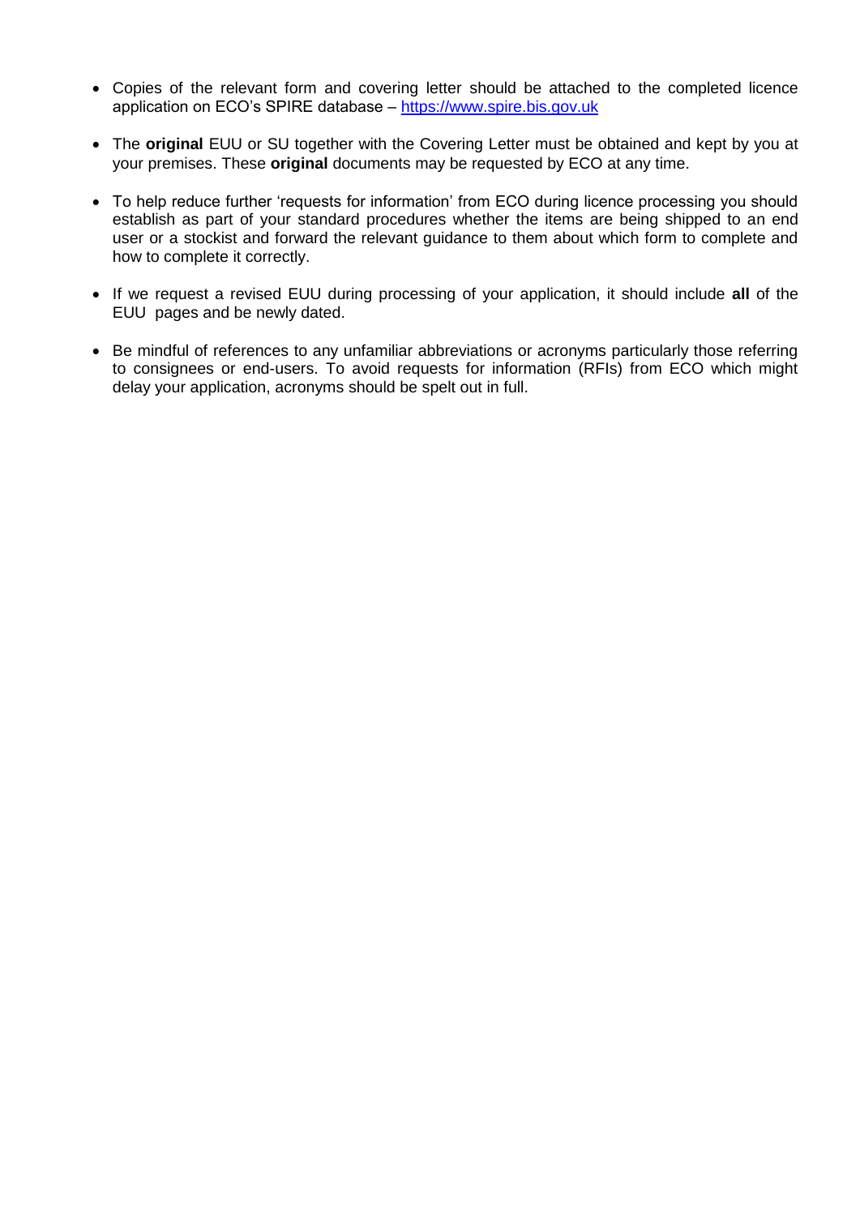- Copies of the relevant form and covering letter should be attached to the completed licence application on ECO's SPIRE database – [https://www.spire.bis.gov.uk](https://www.spire.bis.gov.uk)

- The **original** EUU or SU together with the Covering Letter must be obtained and kept by you at your premises. These **original** documents may be requested by ECO at any time.

- To help reduce further 'requests for information' from ECO during licence processing you should establish as part of your standard procedures whether the items are being shipped to an end user or a stockist and forward the relevant guidance to them about which form to complete and how to complete it correctly.

- If we request a revised EUU during processing of your application, it should include **all** of the EUU pages and be newly dated.

- Be mindful of references to any unfamiliar abbreviations or acronyms particularly those referring to consignees or end-users. To avoid requests for information (RFIs) from ECO which might delay your application, acronyms should be spelt out in full.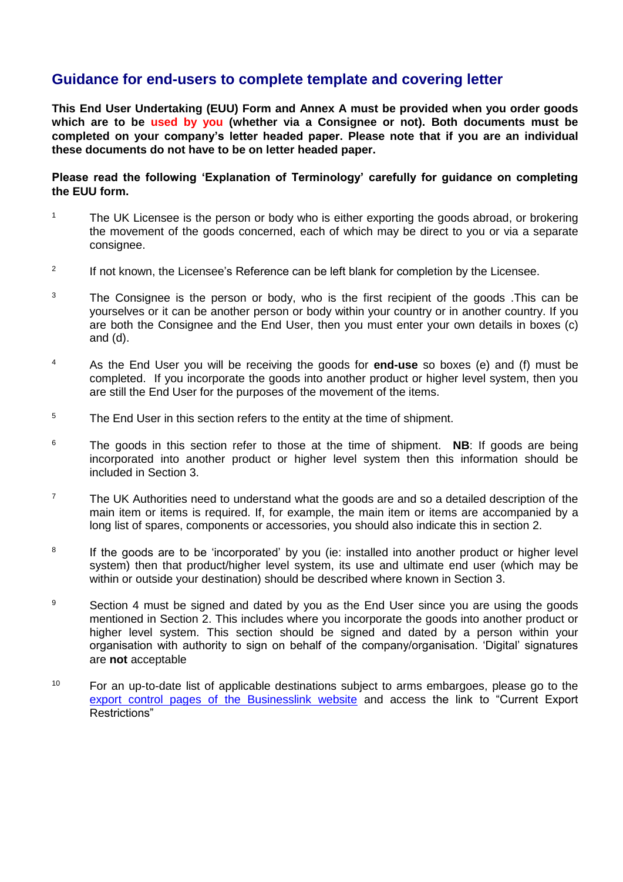## Guidance for end-users to complete template and covering letter

**This End User Undertaking (EUU) Form and Annex A must be provided when you order goods which are to be used by you (whether via a Consignee or not). Both documents must be completed on your company's letter headed paper. Please note that if you are an individual these documents do not have to be on letter headed paper.**

**Please read the following 'Explanation of Terminology' carefully for guidance on completing the EUU form.**

1. The UK Licensee is the person or body who is either exporting the goods abroad, or brokering the movement of the goods concerned, each of which may be direct to you or via a separate consignee.

2. If not known, the Licensee's Reference can be left blank for completion by the Licensee.

3. The Consignee is the person or body, who is the first recipient of the goods .This can be yourselves or it can be another person or body within your country or in another country. If you are both the Consignee and the End User, then you must enter your own details in boxes (c) and (d).

4. As the End User you will be receiving the goods for **end-use** so boxes (e) and (f) must be completed. If you incorporate the goods into another product or higher level system, then you are still the End User for the purposes of the movement of the items.

5. The End User in this section refers to the entity at the time of shipment.

6. The goods in this section refer to those at the time of shipment. **NB**: If goods are being incorporated into another product or higher level system then this information should be included in Section 3.

7. The UK Authorities need to understand what the goods are and so a detailed description of the main item or items is required. If, for example, the main item or items are accompanied by a long list of spares, components or accessories, you should also indicate this in section 2.

8. If the goods are to be 'incorporated' by you (ie: installed into another product or higher level system) then that product/higher level system, its use and ultimate end user (which may be within or outside your destination) should be described where known in Section 3.

9. Section 4 must be signed and dated by you as the End User since you are using the goods mentioned in Section 2. This includes where you incorporate the goods into another product or higher level system. This section should be signed and dated by a person within your organisation with authority to sign on behalf of the company/organisation. 'Digital' signatures are **not** acceptable

10. For an up-to-date list of applicable destinations subject to arms embargoes, please go to the export control pages of the Businesslink website and access the link to "Current Export Restrictions"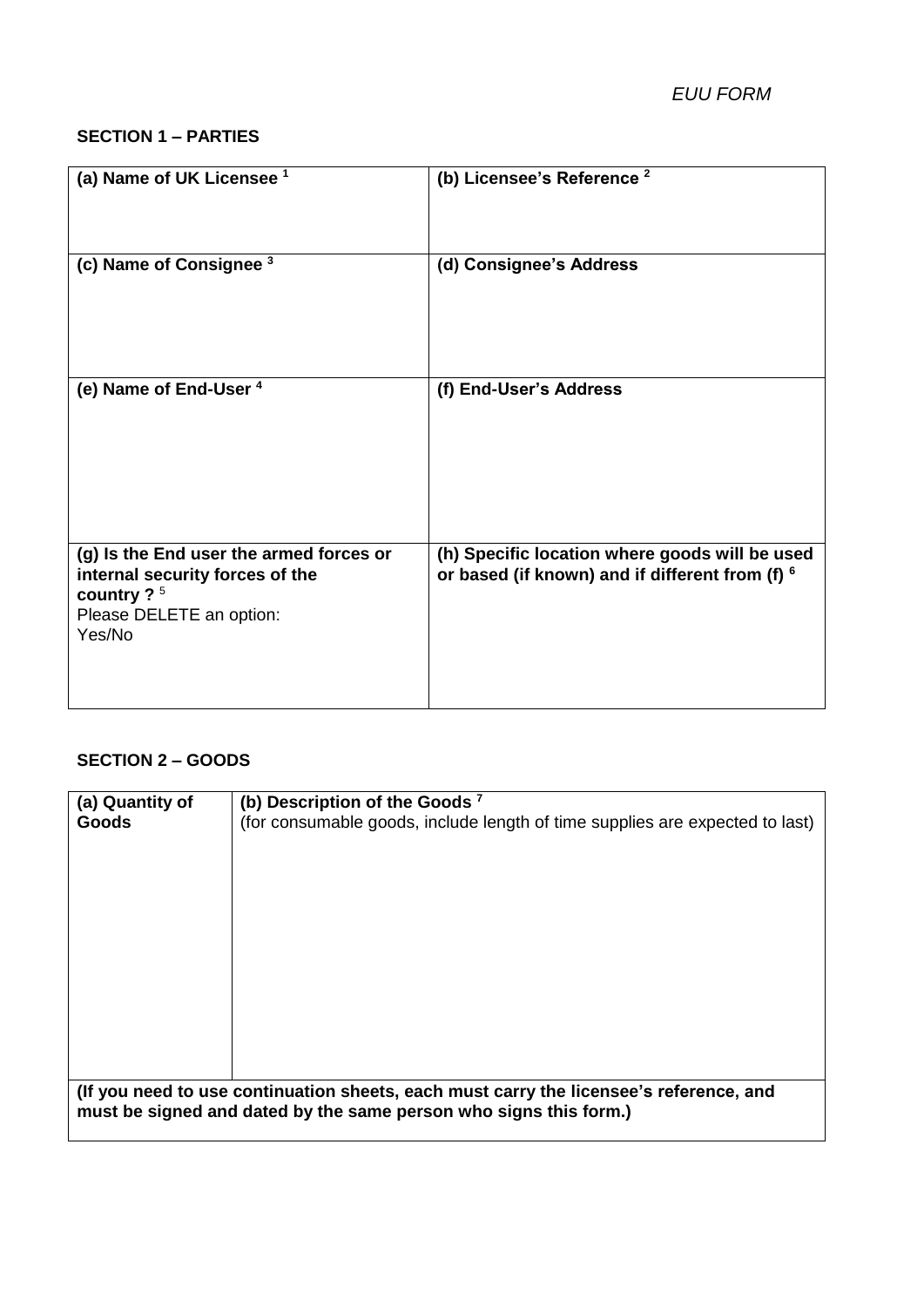*EUU FORM*

**SECTION 1 – PARTIES**

| | |
|---|---|
| **(a) Name of UK Licensee [1]** | **(b) Licensee's Reference [2]** |
| **(c) Name of Consignee [3]** | **(d) Consignee's Address** |
| **(e) Name of End-User [4]** | **(f) End-User's Address** |
| **(g) Is the End user the armed forces or internal security forces of the country ? [5]**<br>Please DELETE an option:<br>Yes/No | **(h) Specific location where goods will be used or based (if known) and if different from (f) [6]** |

**SECTION 2 – GOODS**

| **(a) Quantity of Goods** | **(b) Description of the Goods [7]**<br>(for consumable goods, include length of time supplies are expected to last) |
|---|---|
| | |
| **(If you need to use continuation sheets, each must carry the licensee's reference, and must be signed and dated by the same person who signs this form.)** | |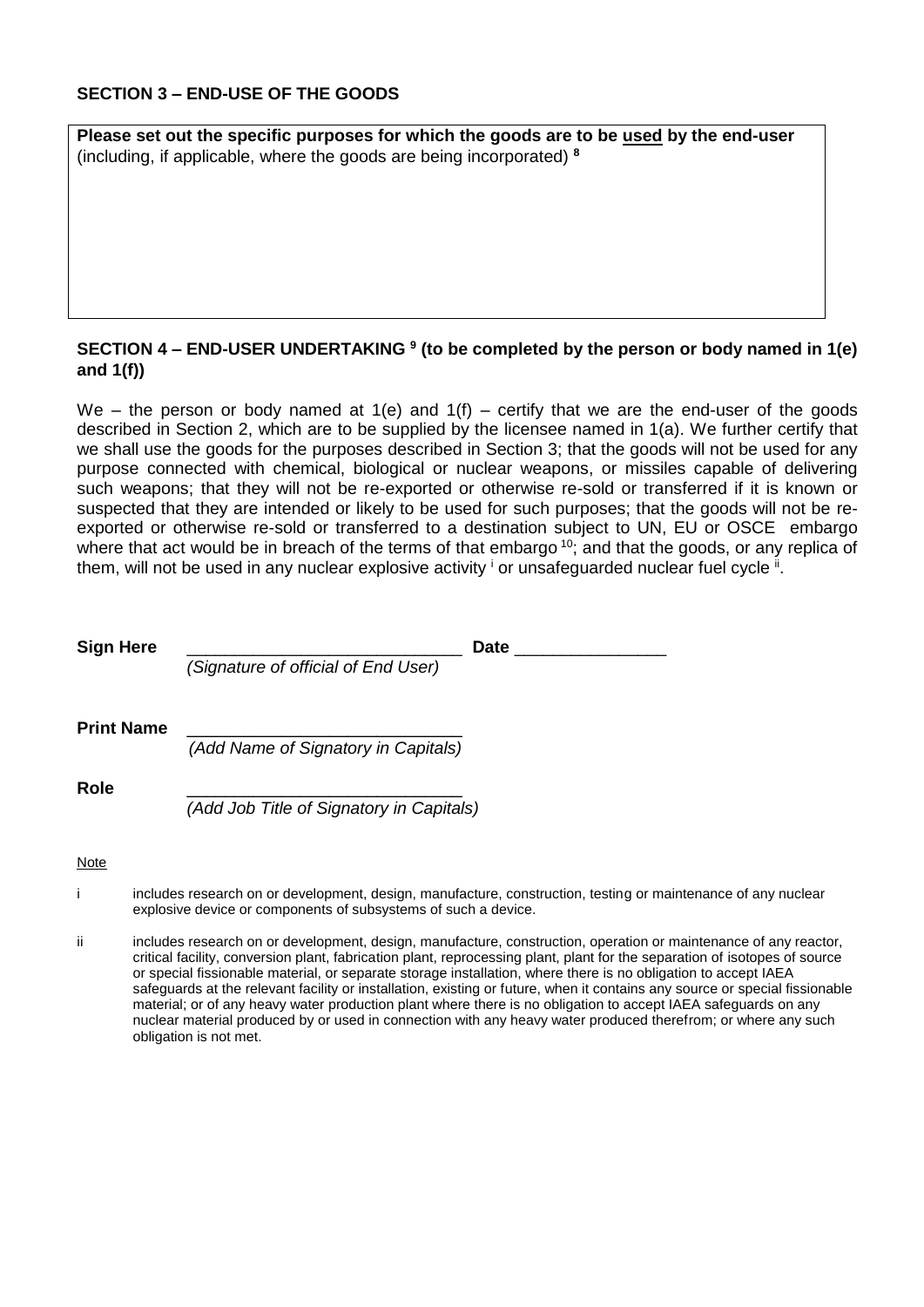## SECTION 3 – END-USE OF THE GOODS

**Please set out the specific purposes for which the goods are to be used by the end-user** (including, if applicable, where the goods are being incorporated) [8]

## SECTION 4 – END-USER UNDERTAKING [9] (to be completed by the person or body named in 1(e) and 1(f))

We – the person or body named at 1(e) and 1(f) – certify that we are the end-user of the goods described in Section 2, which are to be supplied by the licensee named in 1(a). We further certify that we shall use the goods for the purposes described in Section 3; that the goods will not be used for any purpose connected with chemical, biological or nuclear weapons, or missiles capable of delivering such weapons; that they will not be re-exported or otherwise re-sold or transferred if it is known or suspected that they are intended or likely to be used for such purposes; that the goods will not be re-exported or otherwise re-sold or transferred to a destination subject to UN, EU or OSCE embargo where that act would be in breach of the terms of that embargo [10]; and that the goods, or any replica of them, will not be used in any nuclear explosive activity [i] or unsafeguarded nuclear fuel cycle [ii].

**Sign Here** ______________________________ **Date** ________________
*(Signature of official of End User)*

**Print Name** ______________________________
*(Add Name of Signatory in Capitals)*

**Role** ______________________________
*(Add Job Title of Signatory in Capitals)*

Note

i includes research on or development, design, manufacture, construction, testing or maintenance of any nuclear explosive device or components of subsystems of such a device.

ii includes research on or development, design, manufacture, construction, operation or maintenance of any reactor, critical facility, conversion plant, fabrication plant, reprocessing plant, plant for the separation of isotopes of source or special fissionable material, or separate storage installation, where there is no obligation to accept IAEA safeguards at the relevant facility or installation, existing or future, when it contains any source or special fissionable material; or of any heavy water production plant where there is no obligation to accept IAEA safeguards on any nuclear material produced by or used in connection with any heavy water produced therefrom; or where any such obligation is not met.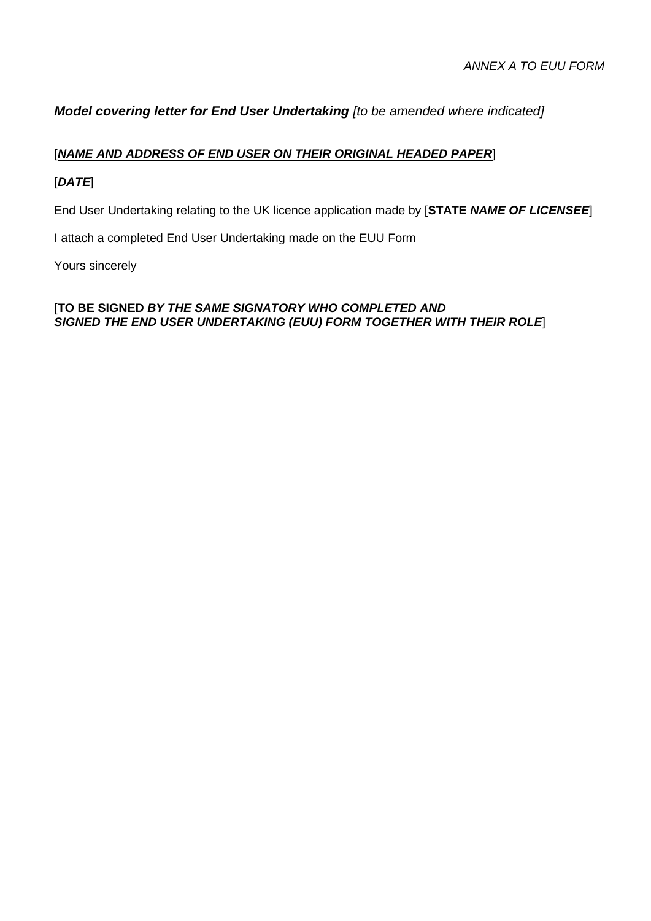*ANNEX A TO EUU FORM*

***Model covering letter for End User Undertaking*** *[to be amended where indicated]*

[***NAME AND ADDRESS OF END USER ON THEIR ORIGINAL HEADED PAPER***]

[***DATE***]

End User Undertaking relating to the UK licence application made by [**STATE** ***NAME OF LICENSEE***]

I attach a completed End User Undertaking made on the EUU Form

Yours sincerely

[**TO BE SIGNED** ***BY THE SAME SIGNATORY WHO COMPLETED AND SIGNED THE END USER UNDERTAKING (EUU) FORM TOGETHER WITH THEIR ROLE***]